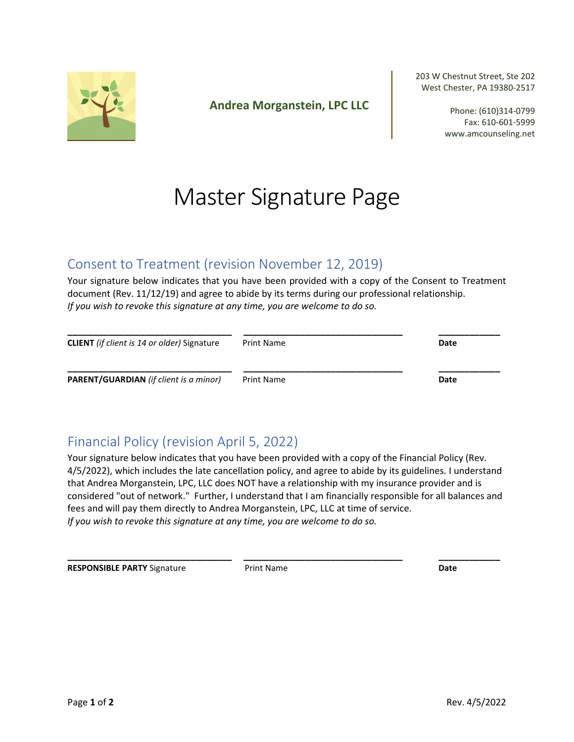**Andrea Morganstein, LPC LLC**

203 W Chestnut Street, Ste 202
West Chester, PA 19380-2517

Phone: (610)314-0799
Fax: 610-601-5999
www.amcounseling.net

# Master Signature Page

## Consent to Treatment (revision November 12, 2019)

Your signature below indicates that you have been provided with a copy of the Consent to Treatment document (Rev. 11/12/19) and agree to abide by its terms during our professional relationship.
*If you wish to revoke this signature at any time, you are welcome to do so.*

| ______________________________ | ______________________________ | ____________ |
|---|---|---|
| **CLIENT** *(if client is 14 or older)* Signature | Print Name | **Date** |
| ______________________________ | ______________________________ | ____________ |
| **PARENT/GUARDIAN** *(if client is a minor)* | Print Name | **Date** |

## Financial Policy (revision April 5, 2022)

Your signature below indicates that you have been provided with a copy of the Financial Policy (Rev. 4/5/2022), which includes the late cancellation policy, and agree to abide by its guidelines. I understand that Andrea Morganstein, LPC, LLC does NOT have a relationship with my insurance provider and is considered "out of network." Further, I understand that I am financially responsible for all balances and fees and will pay them directly to Andrea Morganstein, LPC, LLC at time of service.
*If you wish to revoke this signature at any time, you are welcome to do so.*

| ______________________________ | ______________________________ | ____________ |
|---|---|---|
| **RESPONSIBLE PARTY** Signature | Print Name | **Date** |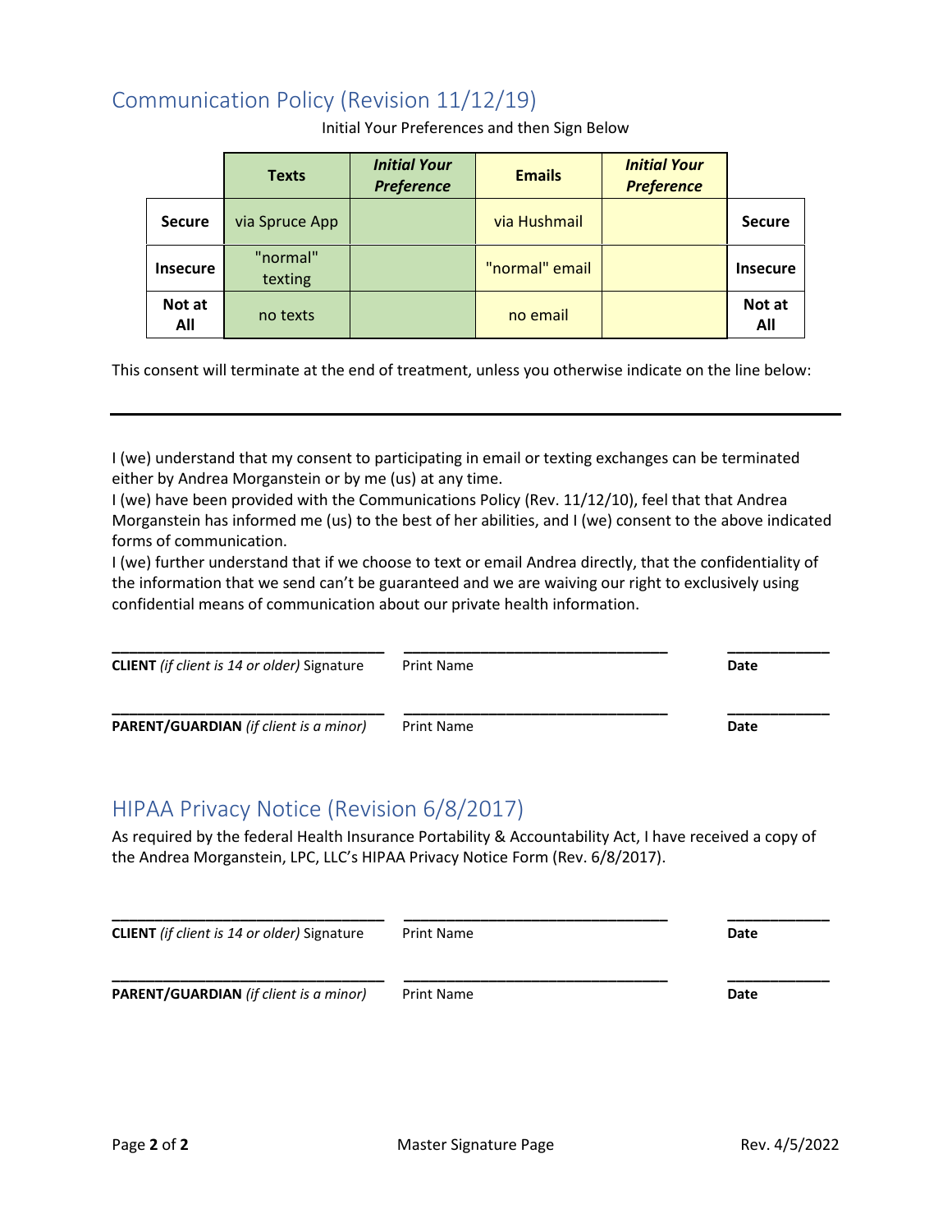## Communication Policy (Revision 11/12/19)

Initial Your Preferences and then Sign Below

| | Texts | *Initial Your Preference* | Emails | *Initial Your Preference* | |
|---|---|---|---|---|---|
| **Secure** | via Spruce App | | via Hushmail | | **Secure** |
| **Insecure** | "normal" texting | | "normal" email | | **Insecure** |
| **Not at All** | no texts | | no email | | **Not at All** |

This consent will terminate at the end of treatment, unless you otherwise indicate on the line below:

---

I (we) understand that my consent to participating in email or texting exchanges can be terminated either by Andrea Morganstein or by me (us) at any time.

I (we) have been provided with the Communications Policy (Rev. 11/12/10), feel that that Andrea Morganstein has informed me (us) to the best of her abilities, and I (we) consent to the above indicated forms of communication.

I (we) further understand that if we choose to text or email Andrea directly, that the confidentiality of the information that we send can't be guaranteed and we are waiving our right to exclusively using confidential means of communication about our private health information.

| ______________________________ | ______________________________ | ____________ |
|---|---|---|
| **CLIENT** *(if client is 14 or older)* Signature | Print Name | **Date** |
| ______________________________ | ______________________________ | ____________ |
| **PARENT/GUARDIAN** *(if client is a minor)* | Print Name | **Date** |

## HIPAA Privacy Notice (Revision 6/8/2017)

As required by the federal Health Insurance Portability & Accountability Act, I have received a copy of the Andrea Morganstein, LPC, LLC's HIPAA Privacy Notice Form (Rev. 6/8/2017).

| ______________________________ | ______________________________ | ____________ |
|---|---|---|
| **CLIENT** *(if client is 14 or older)* Signature | Print Name | **Date** |
| ______________________________ | ______________________________ | ____________ |
| **PARENT/GUARDIAN** *(if client is a minor)* | Print Name | **Date** |